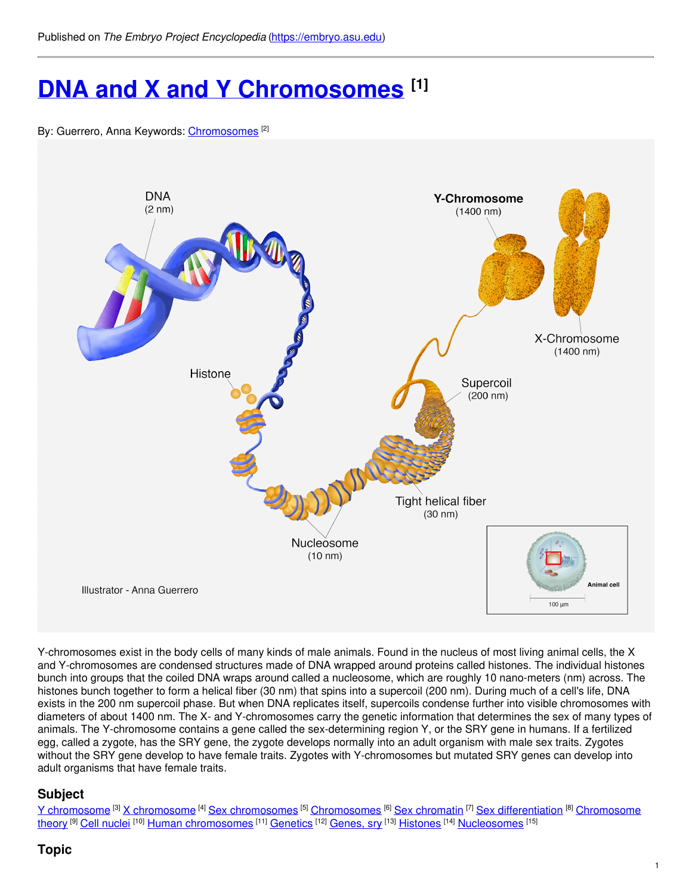Published on *The Embryo Project Encyclopedia* (https://embryo.asu.edu)

# DNA and X and Y Chromosomes [1]

By: Guerrero, Anna Keywords: Chromosomes [2]

Y-chromosomes exist in the body cells of many kinds of male animals. Found in the nucleus of most living animal cells, the X and Y-chromosomes are condensed structures made of DNA wrapped around proteins called histones. The individual histones bunch into groups that the coiled DNA wraps around called a nucleosome, which are roughly 10 nano-meters (nm) across. The histones bunch together to form a helical fiber (30 nm) that spins into a supercoil (200 nm). During much of a cell's life, DNA exists in the 200 nm supercoil phase. But when DNA replicates itself, supercoils condense further into visible chromosomes with diameters of about 1400 nm. The X- and Y-chromosomes carry the genetic information that determines the sex of many types of animals. The Y-chromosome contains a gene called the sex-determining region Y, or the SRY gene in humans. If a fertilized egg, called a zygote, has the SRY gene, the zygote develops normally into an adult organism with male sex traits. Zygotes without the SRY gene develop to have female traits. Zygotes with Y-chromosomes but mutated SRY genes can develop into adult organisms that have female traits.

## Subject

Y chromosome [3] X chromosome [4] Sex chromosomes [5] Chromosomes [6] Sex chromatin [7] Sex differentiation [8] Chromosome theory [9] Cell nuclei [10] Human chromosomes [11] Genetics [12] Genes, sry [13] Histones [14] Nucleosomes [15]

## Topic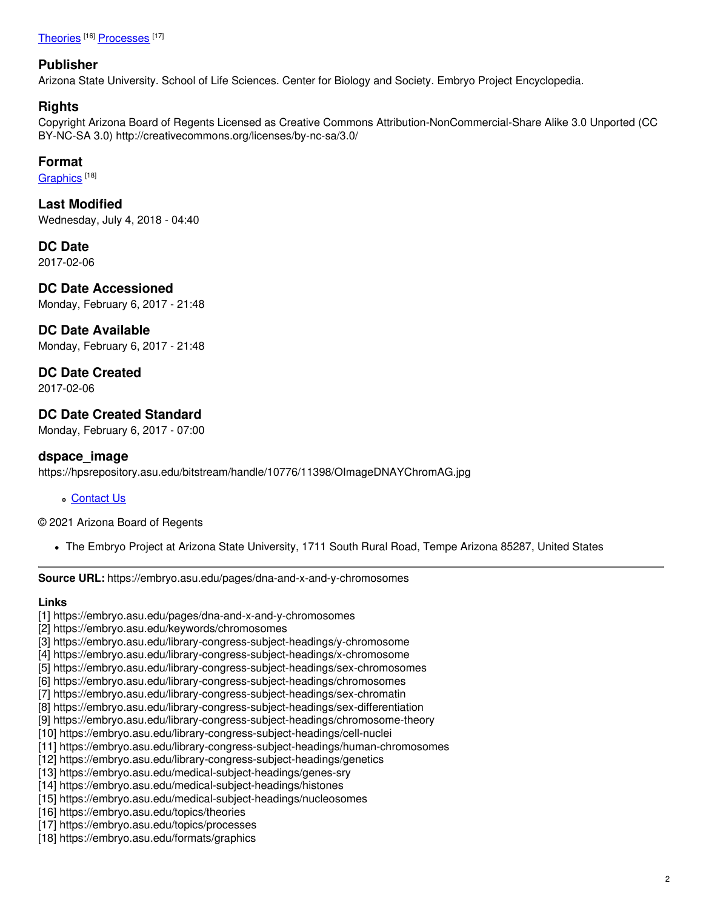Theories [16] Processes [17]

### Publisher

Arizona State University. School of Life Sciences. Center for Biology and Society. Embryo Project Encyclopedia.

### Rights

Copyright Arizona Board of Regents Licensed as Creative Commons Attribution-NonCommercial-Share Alike 3.0 Unported (CC BY-NC-SA 3.0) http://creativecommons.org/licenses/by-nc-sa/3.0/

### Format

Graphics [18]

### Last Modified

Wednesday, July 4, 2018 - 04:40

### DC Date

2017-02-06

### DC Date Accessioned

Monday, February 6, 2017 - 21:48

### DC Date Available

Monday, February 6, 2017 - 21:48

### DC Date Created

2017-02-06

### DC Date Created Standard

Monday, February 6, 2017 - 07:00

### dspace_image

https://hpsrepository.asu.edu/bitstream/handle/10776/11398/OImageDNAYChromAG.jpg

- Contact Us

© 2021 Arizona Board of Regents

- The Embryo Project at Arizona State University, 1711 South Rural Road, Tempe Arizona 85287, United States

---

**Source URL:** https://embryo.asu.edu/pages/dna-and-x-and-y-chromosomes

**Links**

[1] https://embryo.asu.edu/pages/dna-and-x-and-y-chromosomes
[2] https://embryo.asu.edu/keywords/chromosomes
[3] https://embryo.asu.edu/library-congress-subject-headings/y-chromosome
[4] https://embryo.asu.edu/library-congress-subject-headings/x-chromosome
[5] https://embryo.asu.edu/library-congress-subject-headings/sex-chromosomes
[6] https://embryo.asu.edu/library-congress-subject-headings/chromosomes
[7] https://embryo.asu.edu/library-congress-subject-headings/sex-chromatin
[8] https://embryo.asu.edu/library-congress-subject-headings/sex-differentiation
[9] https://embryo.asu.edu/library-congress-subject-headings/chromosome-theory
[10] https://embryo.asu.edu/library-congress-subject-headings/cell-nuclei
[11] https://embryo.asu.edu/library-congress-subject-headings/human-chromosomes
[12] https://embryo.asu.edu/library-congress-subject-headings/genetics
[13] https://embryo.asu.edu/medical-subject-headings/genes-sry
[14] https://embryo.asu.edu/medical-subject-headings/histones
[15] https://embryo.asu.edu/medical-subject-headings/nucleosomes
[16] https://embryo.asu.edu/topics/theories
[17] https://embryo.asu.edu/topics/processes
[18] https://embryo.asu.edu/formats/graphics